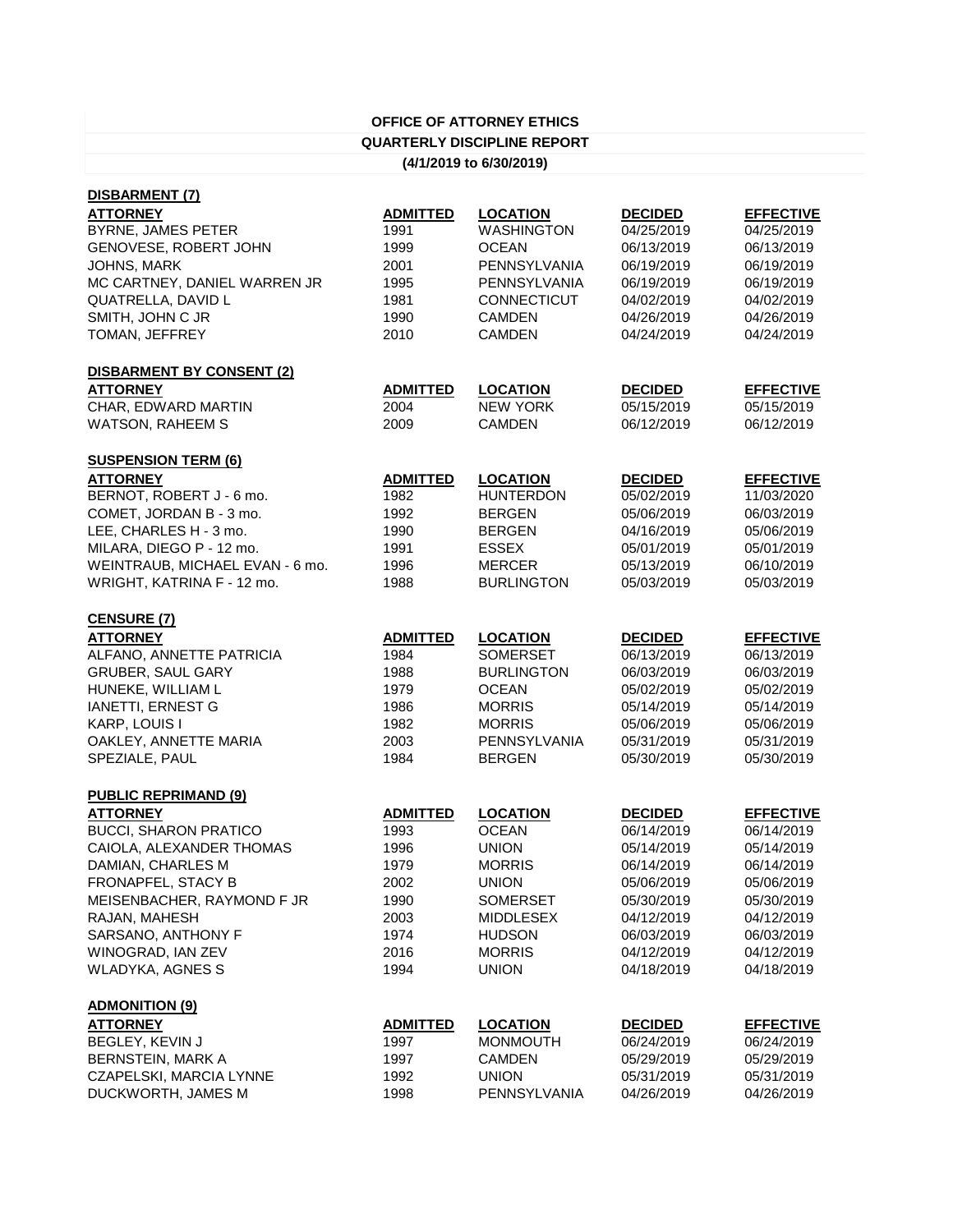# OFFICE OF ATTORNEY ETHICS

## QUARTERLY DISCIPLINE REPORT

### (4/1/2019 to 6/30/2019)

**DISBARMENT (7)**

| ATTORNEY | ADMITTED | LOCATION | DECIDED | EFFECTIVE |
|---|---|---|---|---|
| BYRNE, JAMES PETER | 1991 | WASHINGTON | 04/25/2019 | 04/25/2019 |
| GENOVESE, ROBERT JOHN | 1999 | OCEAN | 06/13/2019 | 06/13/2019 |
| JOHNS, MARK | 2001 | PENNSYLVANIA | 06/19/2019 | 06/19/2019 |
| MC CARTNEY, DANIEL WARREN JR | 1995 | PENNSYLVANIA | 06/19/2019 | 06/19/2019 |
| QUATRELLA, DAVID L | 1981 | CONNECTICUT | 04/02/2019 | 04/02/2019 |
| SMITH, JOHN C JR | 1990 | CAMDEN | 04/26/2019 | 04/26/2019 |
| TOMAN, JEFFREY | 2010 | CAMDEN | 04/24/2019 | 04/24/2019 |

**DISBARMENT BY CONSENT (2)**

| ATTORNEY | ADMITTED | LOCATION | DECIDED | EFFECTIVE |
|---|---|---|---|---|
| CHAR, EDWARD MARTIN | 2004 | NEW YORK | 05/15/2019 | 05/15/2019 |
| WATSON, RAHEEM S | 2009 | CAMDEN | 06/12/2019 | 06/12/2019 |

**SUSPENSION TERM (6)**

| ATTORNEY | ADMITTED | LOCATION | DECIDED | EFFECTIVE |
|---|---|---|---|---|
| BERNOT, ROBERT J - 6 mo. | 1982 | HUNTERDON | 05/02/2019 | 11/03/2020 |
| COMET, JORDAN B - 3 mo. | 1992 | BERGEN | 05/06/2019 | 06/03/2019 |
| LEE, CHARLES H - 3 mo. | 1990 | BERGEN | 04/16/2019 | 05/06/2019 |
| MILARA, DIEGO P - 12 mo. | 1991 | ESSEX | 05/01/2019 | 05/01/2019 |
| WEINTRAUB, MICHAEL EVAN - 6 mo. | 1996 | MERCER | 05/13/2019 | 06/10/2019 |
| WRIGHT, KATRINA F - 12 mo. | 1988 | BURLINGTON | 05/03/2019 | 05/03/2019 |

**CENSURE (7)**

| ATTORNEY | ADMITTED | LOCATION | DECIDED | EFFECTIVE |
|---|---|---|---|---|
| ALFANO, ANNETTE PATRICIA | 1984 | SOMERSET | 06/13/2019 | 06/13/2019 |
| GRUBER, SAUL GARY | 1988 | BURLINGTON | 06/03/2019 | 06/03/2019 |
| HUNEKE, WILLIAM L | 1979 | OCEAN | 05/02/2019 | 05/02/2019 |
| IANETTI, ERNEST G | 1986 | MORRIS | 05/14/2019 | 05/14/2019 |
| KARP, LOUIS I | 1982 | MORRIS | 05/06/2019 | 05/06/2019 |
| OAKLEY, ANNETTE MARIA | 2003 | PENNSYLVANIA | 05/31/2019 | 05/31/2019 |
| SPEZIALE, PAUL | 1984 | BERGEN | 05/30/2019 | 05/30/2019 |

**PUBLIC REPRIMAND (9)**

| ATTORNEY | ADMITTED | LOCATION | DECIDED | EFFECTIVE |
|---|---|---|---|---|
| BUCCI, SHARON PRATICO | 1993 | OCEAN | 06/14/2019 | 06/14/2019 |
| CAIOLA, ALEXANDER THOMAS | 1996 | UNION | 05/14/2019 | 05/14/2019 |
| DAMIAN, CHARLES M | 1979 | MORRIS | 06/14/2019 | 06/14/2019 |
| FRONAPFEL, STACY B | 2002 | UNION | 05/06/2019 | 05/06/2019 |
| MEISENBACHER, RAYMOND F JR | 1990 | SOMERSET | 05/30/2019 | 05/30/2019 |
| RAJAN, MAHESH | 2003 | MIDDLESEX | 04/12/2019 | 04/12/2019 |
| SARSANO, ANTHONY F | 1974 | HUDSON | 06/03/2019 | 06/03/2019 |
| WINOGRAD, IAN ZEV | 2016 | MORRIS | 04/12/2019 | 04/12/2019 |
| WLADYKA, AGNES S | 1994 | UNION | 04/18/2019 | 04/18/2019 |

**ADMONITION (9)**

| ATTORNEY | ADMITTED | LOCATION | DECIDED | EFFECTIVE |
|---|---|---|---|---|
| BEGLEY, KEVIN J | 1997 | MONMOUTH | 06/24/2019 | 06/24/2019 |
| BERNSTEIN, MARK A | 1997 | CAMDEN | 05/29/2019 | 05/29/2019 |
| CZAPELSKI, MARCIA LYNNE | 1992 | UNION | 05/31/2019 | 05/31/2019 |
| DUCKWORTH, JAMES M | 1998 | PENNSYLVANIA | 04/26/2019 | 04/26/2019 |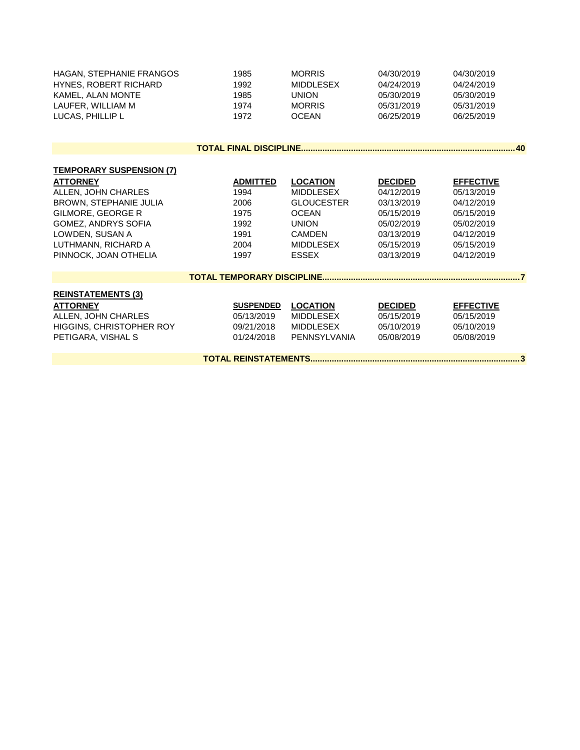| | | | | |
|---|---|---|---|---|
| HAGAN, STEPHANIE FRANGOS | 1985 | MORRIS | 04/30/2019 | 04/30/2019 |
| HYNES, ROBERT RICHARD | 1992 | MIDDLESEX | 04/24/2019 | 04/24/2019 |
| KAMEL, ALAN MONTE | 1985 | UNION | 05/30/2019 | 05/30/2019 |
| LAUFER, WILLIAM M | 1974 | MORRIS | 05/31/2019 | 05/31/2019 |
| LUCAS, PHILLIP L | 1972 | OCEAN | 06/25/2019 | 06/25/2019 |

**TOTAL FINAL DISCIPLINE.........................................................................................40**

**TEMPORARY SUSPENSION (7)**

| ATTORNEY | ADMITTED | LOCATION | DECIDED | EFFECTIVE |
|---|---|---|---|---|
| ALLEN, JOHN CHARLES | 1994 | MIDDLESEX | 04/12/2019 | 05/13/2019 |
| BROWN, STEPHANIE JULIA | 2006 | GLOUCESTER | 03/13/2019 | 04/12/2019 |
| GILMORE, GEORGE R | 1975 | OCEAN | 05/15/2019 | 05/15/2019 |
| GOMEZ, ANDRYS SOFIA | 1992 | UNION | 05/02/2019 | 05/02/2019 |
| LOWDEN, SUSAN A | 1991 | CAMDEN | 03/13/2019 | 04/12/2019 |
| LUTHMANN, RICHARD A | 2004 | MIDDLESEX | 05/15/2019 | 05/15/2019 |
| PINNOCK, JOAN OTHELIA | 1997 | ESSEX | 03/13/2019 | 04/12/2019 |

**TOTAL TEMPORARY DISCIPLINE..................................................................................7**

**REINSTATEMENTS (3)**

| ATTORNEY | SUSPENDED | LOCATION | DECIDED | EFFECTIVE |
|---|---|---|---|---|
| ALLEN, JOHN CHARLES | 05/13/2019 | MIDDLESEX | 05/15/2019 | 05/15/2019 |
| HIGGINS, CHRISTOPHER ROY | 09/21/2018 | MIDDLESEX | 05/10/2019 | 05/10/2019 |
| PETIGARA, VISHAL S | 01/24/2018 | PENNSYLVANIA | 05/08/2019 | 05/08/2019 |

**TOTAL REINSTATEMENTS.......................................................................................3**